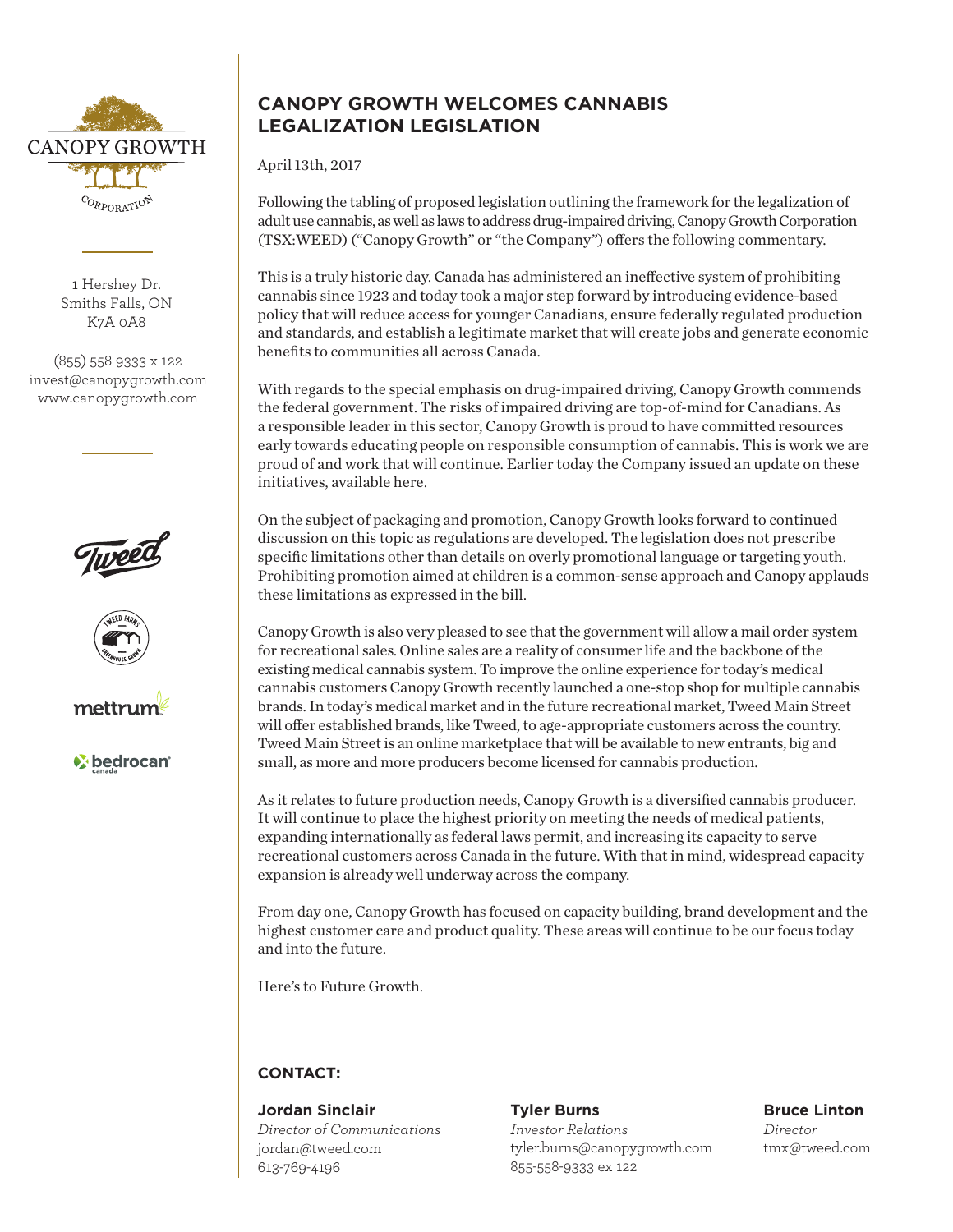CANOPY GROWTH

CORPORATION

1 Hershey Dr.
Smiths Falls, ON
K7A 0A8

(855) 558 9333 x 122
invest@canopygrowth.com
www.canopygrowth.com

# CANOPY GROWTH WELCOMES CANNABIS LEGALIZATION LEGISLATION

April 13th, 2017

Following the tabling of proposed legislation outlining the framework for the legalization of adult use cannabis, as well as laws to address drug-impaired driving, Canopy Growth Corporation (TSX:WEED) ("Canopy Growth" or "the Company") offers the following commentary.

This is a truly historic day. Canada has administered an ineffective system of prohibiting cannabis since 1923 and today took a major step forward by introducing evidence-based policy that will reduce access for younger Canadians, ensure federally regulated production and standards, and establish a legitimate market that will create jobs and generate economic benefits to communities all across Canada.

With regards to the special emphasis on drug-impaired driving, Canopy Growth commends the federal government. The risks of impaired driving are top-of-mind for Canadians. As a responsible leader in this sector, Canopy Growth is proud to have committed resources early towards educating people on responsible consumption of cannabis. This is work we are proud of and work that will continue. Earlier today the Company issued an update on these initiatives, available here.

On the subject of packaging and promotion, Canopy Growth looks forward to continued discussion on this topic as regulations are developed. The legislation does not prescribe specific limitations other than details on overly promotional language or targeting youth. Prohibiting promotion aimed at children is a common-sense approach and Canopy applauds these limitations as expressed in the bill.

Canopy Growth is also very pleased to see that the government will allow a mail order system for recreational sales. Online sales are a reality of consumer life and the backbone of the existing medical cannabis system. To improve the online experience for today's medical cannabis customers Canopy Growth recently launched a one-stop shop for multiple cannabis brands. In today's medical market and in the future recreational market, Tweed Main Street will offer established brands, like Tweed, to age-appropriate customers across the country. Tweed Main Street is an online marketplace that will be available to new entrants, big and small, as more and more producers become licensed for cannabis production.

As it relates to future production needs, Canopy Growth is a diversified cannabis producer. It will continue to place the highest priority on meeting the needs of medical patients, expanding internationally as federal laws permit, and increasing its capacity to serve recreational customers across Canada in the future. With that in mind, widespread capacity expansion is already well underway across the company.

From day one, Canopy Growth has focused on capacity building, brand development and the highest customer care and product quality. These areas will continue to be our focus today and into the future.

Here's to Future Growth.

**CONTACT:**

**Jordan Sinclair**
*Director of Communications*
jordan@tweed.com
613-769-4196

**Tyler Burns**
*Investor Relations*
tyler.burns@canopygrowth.com
855-558-9333 ex 122

**Bruce Linton**
*Director*
tmx@tweed.com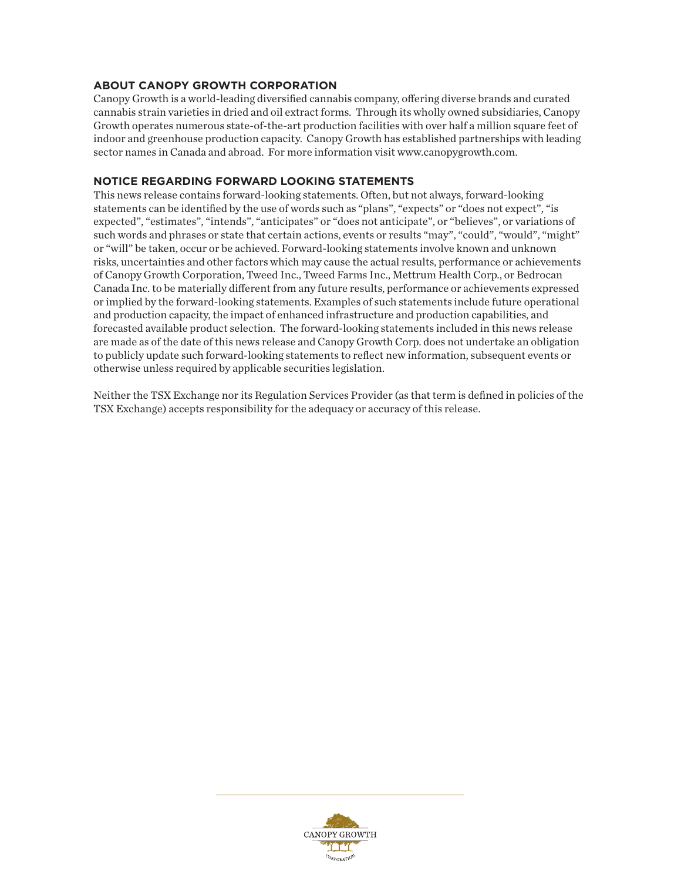## ABOUT CANOPY GROWTH CORPORATION

Canopy Growth is a world-leading diversified cannabis company, offering diverse brands and curated cannabis strain varieties in dried and oil extract forms. Through its wholly owned subsidiaries, Canopy Growth operates numerous state-of-the-art production facilities with over half a million square feet of indoor and greenhouse production capacity. Canopy Growth has established partnerships with leading sector names in Canada and abroad. For more information visit www.canopygrowth.com.

## NOTICE REGARDING FORWARD LOOKING STATEMENTS

This news release contains forward-looking statements. Often, but not always, forward-looking statements can be identified by the use of words such as "plans", "expects" or "does not expect", "is expected", "estimates", "intends", "anticipates" or "does not anticipate", or "believes", or variations of such words and phrases or state that certain actions, events or results "may", "could", "would", "might" or "will" be taken, occur or be achieved. Forward-looking statements involve known and unknown risks, uncertainties and other factors which may cause the actual results, performance or achievements of Canopy Growth Corporation, Tweed Inc., Tweed Farms Inc., Mettrum Health Corp., or Bedrocan Canada Inc. to be materially different from any future results, performance or achievements expressed or implied by the forward-looking statements. Examples of such statements include future operational and production capacity, the impact of enhanced infrastructure and production capabilities, and forecasted available product selection. The forward-looking statements included in this news release are made as of the date of this news release and Canopy Growth Corp. does not undertake an obligation to publicly update such forward-looking statements to reflect new information, subsequent events or otherwise unless required by applicable securities legislation.

Neither the TSX Exchange nor its Regulation Services Provider (as that term is defined in policies of the TSX Exchange) accepts responsibility for the adequacy or accuracy of this release.